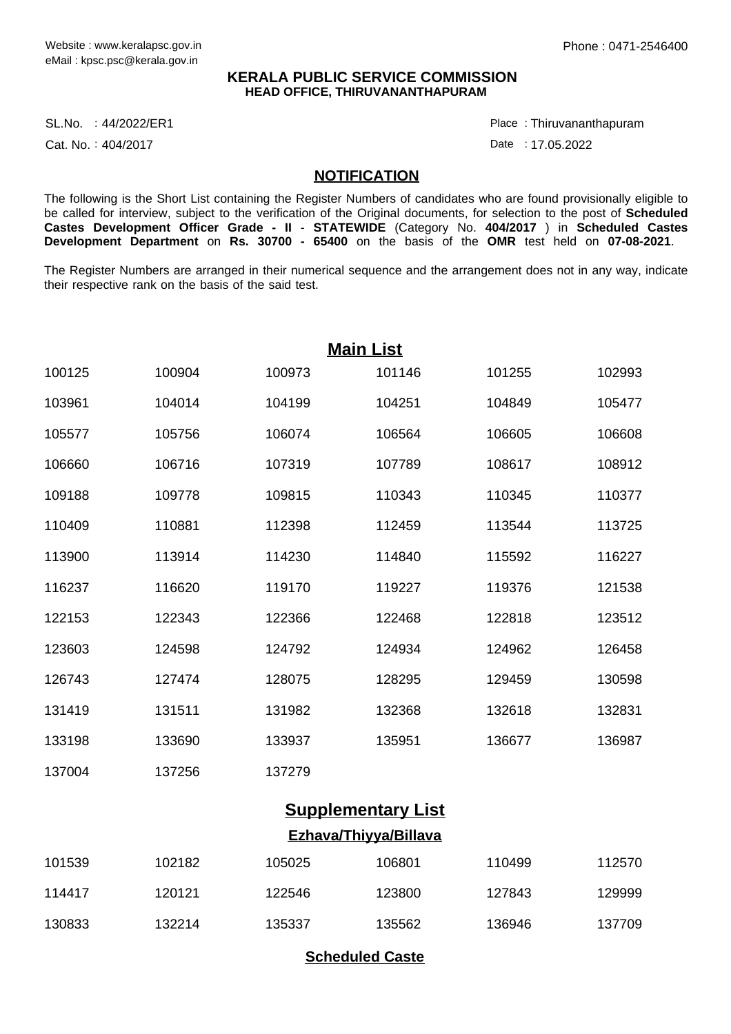Website : www.keralapsc.gov.in
eMail : kpsc.psc@kerala.gov.in

Phone : 0471-2546400

**KERALA PUBLIC SERVICE COMMISSION**
**HEAD OFFICE, THIRUVANANTHAPURAM**

SL.No. : 44/2022/ER1
Cat. No. : 404/2017

Place : Thiruvananthapuram
Date : 17.05.2022

## NOTIFICATION

The following is the Short List containing the Register Numbers of candidates who are found provisionally eligible to be called for interview, subject to the verification of the Original documents, for selection to the post of **Scheduled Castes Development Officer Grade - II** - **STATEWIDE** (Category No. **404/2017** ) in **Scheduled Castes Development Department** on **Rs. 30700 - 65400** on the basis of the **OMR** test held on **07-08-2021**.

The Register Numbers are arranged in their numerical sequence and the arrangement does not in any way, indicate their respective rank on the basis of the said test.

## Main List

| | | | | | |
|---|---|---|---|---|---|
| 100125 | 100904 | 100973 | 101146 | 101255 | 102993 |
| 103961 | 104014 | 104199 | 104251 | 104849 | 105477 |
| 105577 | 105756 | 106074 | 106564 | 106605 | 106608 |
| 106660 | 106716 | 107319 | 107789 | 108617 | 108912 |
| 109188 | 109778 | 109815 | 110343 | 110345 | 110377 |
| 110409 | 110881 | 112398 | 112459 | 113544 | 113725 |
| 113900 | 113914 | 114230 | 114840 | 115592 | 116227 |
| 116237 | 116620 | 119170 | 119227 | 119376 | 121538 |
| 122153 | 122343 | 122366 | 122468 | 122818 | 123512 |
| 123603 | 124598 | 124792 | 124934 | 124962 | 126458 |
| 126743 | 127474 | 128075 | 128295 | 129459 | 130598 |
| 131419 | 131511 | 131982 | 132368 | 132618 | 132831 |
| 133198 | 133690 | 133937 | 135951 | 136677 | 136987 |
| 137004 | 137256 | 137279 | | | |

## Supplementary List

### Ezhava/Thiyya/Billava

| | | | | | |
|---|---|---|---|---|---|
| 101539 | 102182 | 105025 | 106801 | 110499 | 112570 |
| 114417 | 120121 | 122546 | 123800 | 127843 | 129999 |
| 130833 | 132214 | 135337 | 135562 | 136946 | 137709 |

### Scheduled Caste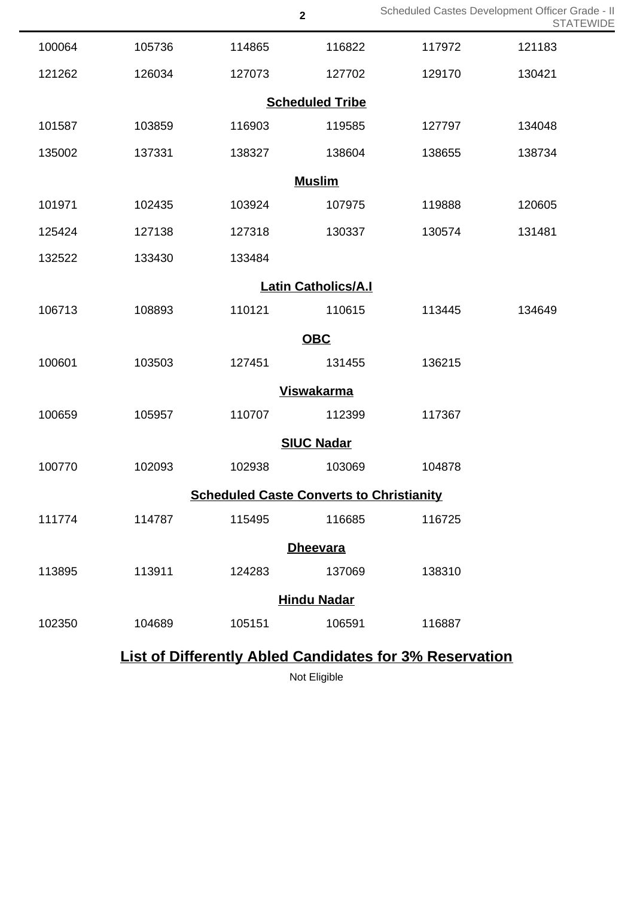| | | | | | |
|---|---|---|---|---|---|
| 100064 | 105736 | 114865 | 116822 | 117972 | 121183 |
| 121262 | 126034 | 127073 | 127702 | 129170 | 130421 |

**Scheduled Tribe**

| | | | | | |
|---|---|---|---|---|---|
| 101587 | 103859 | 116903 | 119585 | 127797 | 134048 |
| 135002 | 137331 | 138327 | 138604 | 138655 | 138734 |

**Muslim**

| | | | | | |
|---|---|---|---|---|---|
| 101971 | 102435 | 103924 | 107975 | 119888 | 120605 |
| 125424 | 127138 | 127318 | 130337 | 130574 | 131481 |
| 132522 | 133430 | 133484 | | | |

**Latin Catholics/A.I**

| | | | | | |
|---|---|---|---|---|---|
| 106713 | 108893 | 110121 | 110615 | 113445 | 134649 |

**OBC**

| | | | | |
|---|---|---|---|---|
| 100601 | 103503 | 127451 | 131455 | 136215 |

**Viswakarma**

| | | | | |
|---|---|---|---|---|
| 100659 | 105957 | 110707 | 112399 | 117367 |

**SIUC Nadar**

| | | | | |
|---|---|---|---|---|
| 100770 | 102093 | 102938 | 103069 | 104878 |

**Scheduled Caste Converts to Christianity**

| | | | | |
|---|---|---|---|---|
| 111774 | 114787 | 115495 | 116685 | 116725 |

**Dheevara**

| | | | | |
|---|---|---|---|---|
| 113895 | 113911 | 124283 | 137069 | 138310 |

**Hindu Nadar**

| | | | | |
|---|---|---|---|---|
| 102350 | 104689 | 105151 | 106591 | 116887 |

## List of Differently Abled Candidates for 3% Reservation

Not Eligible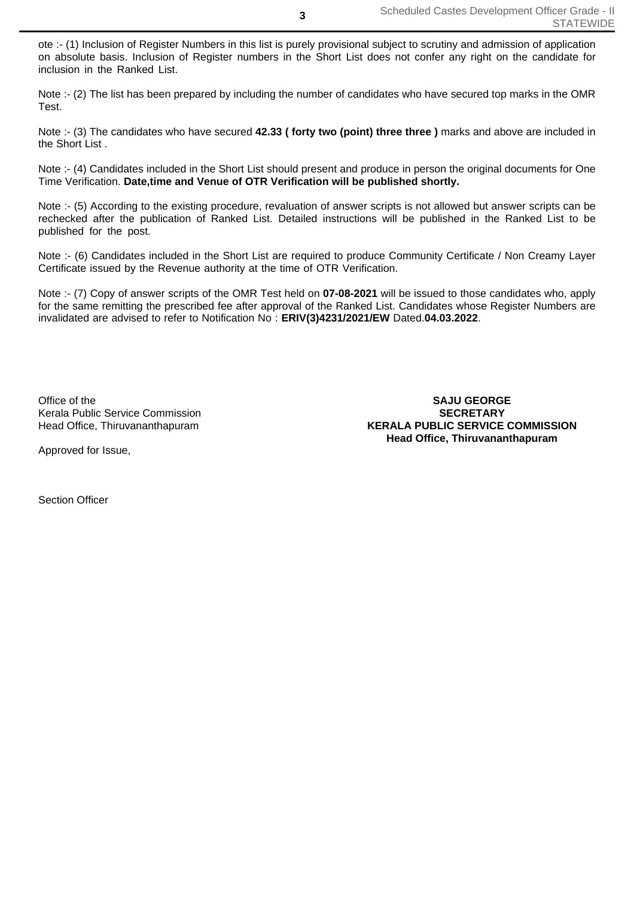ote :- (1) Inclusion of Register Numbers in this list is purely provisional subject to scrutiny and admission of application on absolute basis. Inclusion of Register numbers in the Short List does not confer any right on the candidate for inclusion in the Ranked List.

Note :- (2) The list has been prepared by including the number of candidates who have secured top marks in the OMR Test.

Note :- (3) The candidates who have secured **42.33 ( forty two (point) three three )** marks and above are included in the Short List .

Note :- (4) Candidates included in the Short List should present and produce in person the original documents for One Time Verification. **Date,time and Venue of OTR Verification will be published shortly.**

Note :- (5) According to the existing procedure, revaluation of answer scripts is not allowed but answer scripts can be rechecked after the publication of Ranked List. Detailed instructions will be published in the Ranked List to be published for the post.

Note :- (6) Candidates included in the Short List are required to produce Community Certificate / Non Creamy Layer Certificate issued by the Revenue authority at the time of OTR Verification.

Note :- (7) Copy of answer scripts of the OMR Test held on **07-08-2021** will be issued to those candidates who, apply for the same remitting the prescribed fee after approval of the Ranked List. Candidates whose Register Numbers are invalidated are advised to refer to Notification No : **ERIV(3)4231/2021/EW** Dated.**04.03.2022**.

Office of the
Kerala Public Service Commission
Head Office, Thiruvananthapuram

**SAJU GEORGE**
**SECRETARY**
**KERALA PUBLIC SERVICE COMMISSION**
**Head Office, Thiruvananthapuram**

Approved for Issue,

Section Officer